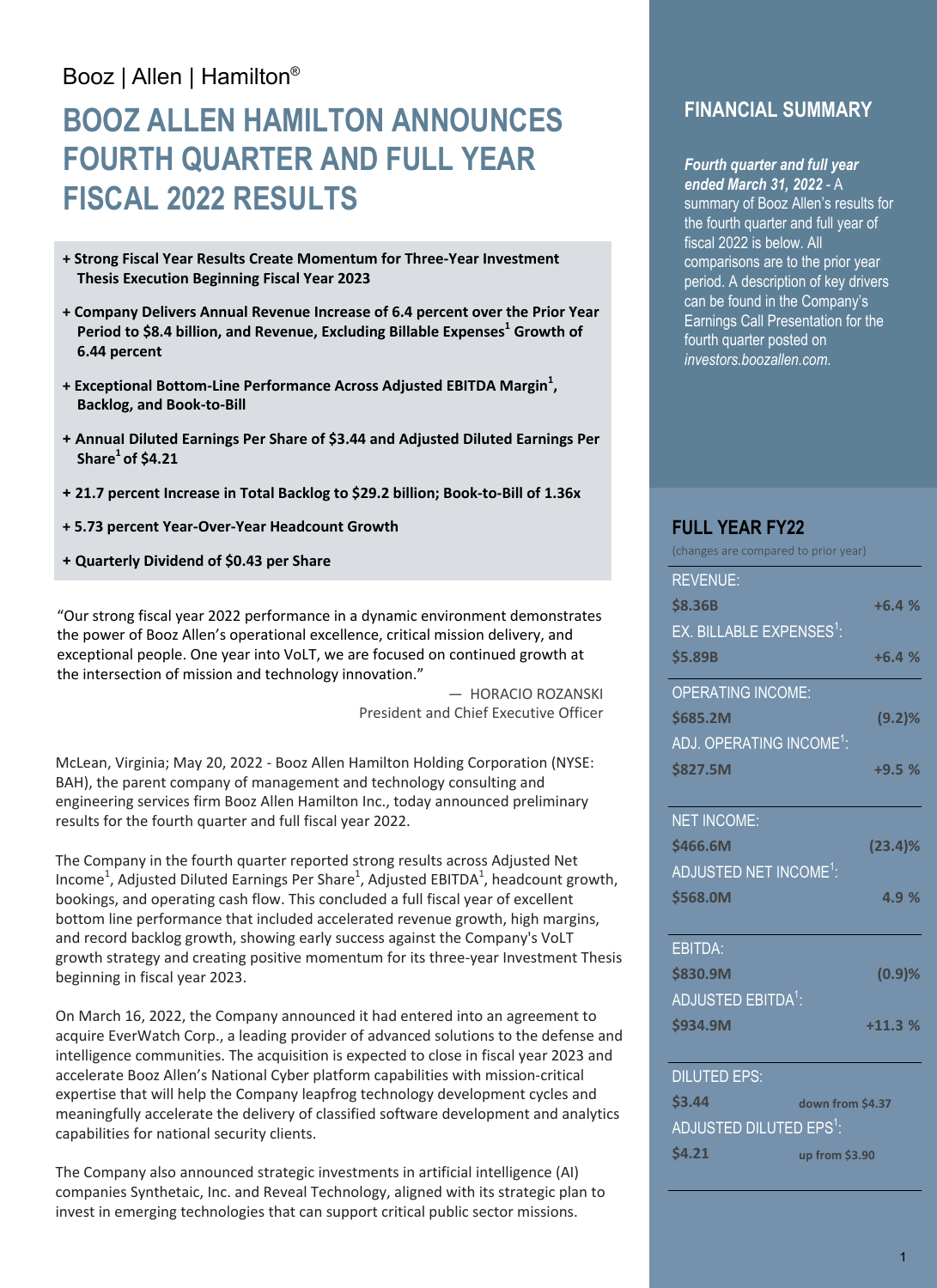Booz | Allen | Hamilton®

# BOOZ ALLEN HAMILTON ANNOUNCES FOURTH QUARTER AND FULL YEAR FISCAL 2022 RESULTS

- **+ Strong Fiscal Year Results Create Momentum for Three-Year Investment Thesis Execution Beginning Fiscal Year 2023**
- **+ Company Delivers Annual Revenue Increase of 6.4 percent over the Prior Year Period to $8.4 billion, and Revenue, Excluding Billable Expenses[1] Growth of 6.44 percent**
- **+ Exceptional Bottom-Line Performance Across Adjusted EBITDA Margin[1], Backlog, and Book-to-Bill**
- **+ Annual Diluted Earnings Per Share of $3.44 and Adjusted Diluted Earnings Per Share[1] of $4.21**
- **+ 21.7 percent Increase in Total Backlog to $29.2 billion; Book-to-Bill of 1.36x**
- **+ 5.73 percent Year-Over-Year Headcount Growth**
- **+ Quarterly Dividend of $0.43 per Share**

"Our strong fiscal year 2022 performance in a dynamic environment demonstrates the power of Booz Allen's operational excellence, critical mission delivery, and exceptional people. One year into VoLT, we are focused on continued growth at the intersection of mission and technology innovation."

— HORACIO ROZANSKI
President and Chief Executive Officer

McLean, Virginia; May 20, 2022 - Booz Allen Hamilton Holding Corporation (NYSE: BAH), the parent company of management and technology consulting and engineering services firm Booz Allen Hamilton Inc., today announced preliminary results for the fourth quarter and full fiscal year 2022.

The Company in the fourth quarter reported strong results across Adjusted Net Income[1], Adjusted Diluted Earnings Per Share[1], Adjusted EBITDA[1], headcount growth, bookings, and operating cash flow. This concluded a full fiscal year of excellent bottom line performance that included accelerated revenue growth, high margins, and record backlog growth, showing early success against the Company's VoLT growth strategy and creating positive momentum for its three-year Investment Thesis beginning in fiscal year 2023.

On March 16, 2022, the Company announced it had entered into an agreement to acquire EverWatch Corp., a leading provider of advanced solutions to the defense and intelligence communities. The acquisition is expected to close in fiscal year 2023 and accelerate Booz Allen's National Cyber platform capabilities with mission-critical expertise that will help the Company leapfrog technology development cycles and meaningfully accelerate the delivery of classified software development and analytics capabilities for national security clients.

The Company also announced strategic investments in artificial intelligence (AI) companies Synthetaic, Inc. and Reveal Technology, aligned with its strategic plan to invest in emerging technologies that can support critical public sector missions.

## FINANCIAL SUMMARY

*Fourth quarter and full year ended March 31, 2022* - A summary of Booz Allen's results for the fourth quarter and full year of fiscal 2022 is below. All comparisons are to the prior year period. A description of key drivers can be found in the Company's Earnings Call Presentation for the fourth quarter posted on *investors.boozallen.com.*

## FULL YEAR FY22

(changes are compared to prior year)

| Metric | Value | Change |
|---|---|---|
| REVENUE: | $8.36B | +6.4 % |
| EX. BILLABLE EXPENSES[1]: | $5.89B | +6.4 % |
| OPERATING INCOME: | $685.2M | (9.2)% |
| ADJ. OPERATING INCOME[1]: | $827.5M | +9.5 % |
| NET INCOME: | $466.6M | (23.4)% |
| ADJUSTED NET INCOME[1]: | $568.0M | 4.9 % |
| EBITDA: | $830.9M | (0.9)% |
| ADJUSTED EBITDA[1]: | $934.9M | +11.3 % |
| DILUTED EPS: | $3.44 | down from $4.37 |
| ADJUSTED DILUTED EPS[1]: | $4.21 | up from $3.90 |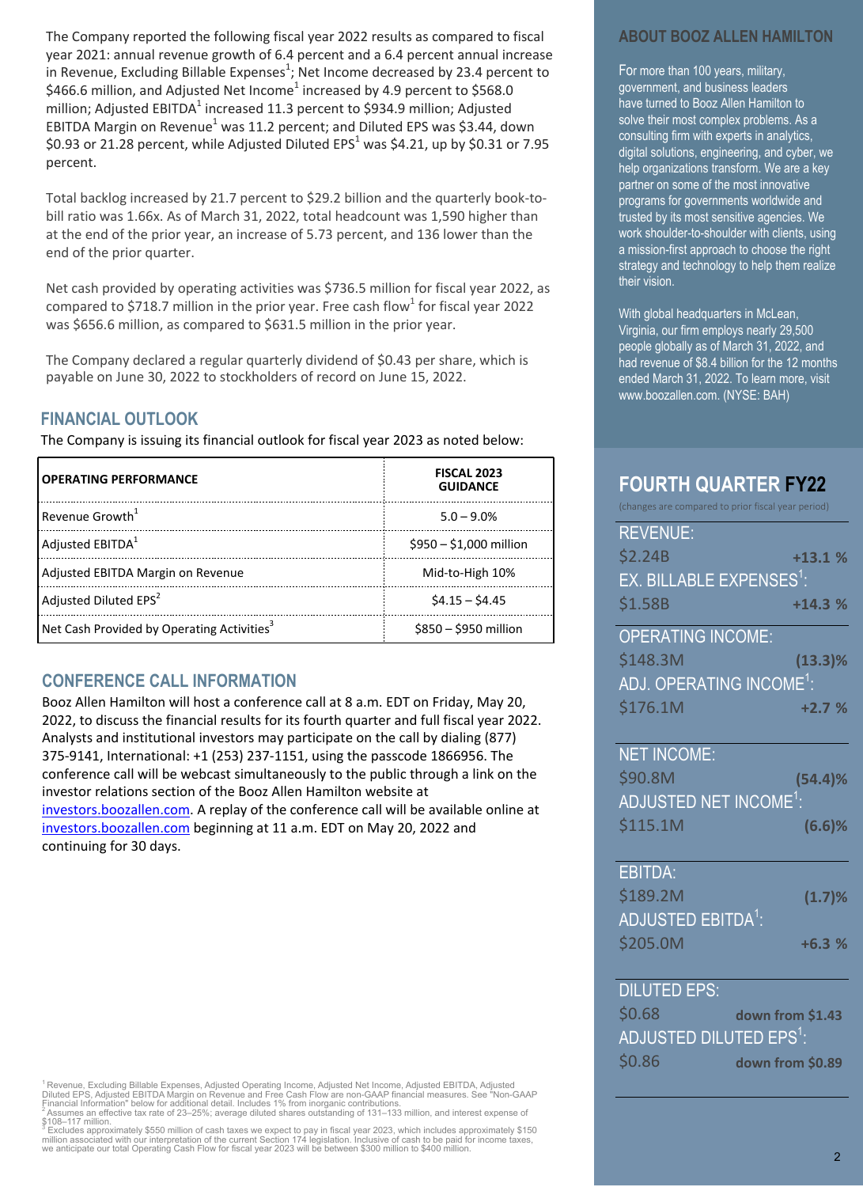The Company reported the following fiscal year 2022 results as compared to fiscal year 2021: annual revenue growth of 6.4 percent and a 6.4 percent annual increase in Revenue, Excluding Billable Expenses[1]; Net Income decreased by 23.4 percent to $466.6 million, and Adjusted Net Income[1] increased by 4.9 percent to $568.0 million; Adjusted EBITDA[1] increased 11.3 percent to $934.9 million; Adjusted EBITDA Margin on Revenue[1] was 11.2 percent; and Diluted EPS was $3.44, down $0.93 or 21.28 percent, while Adjusted Diluted EPS[1] was $4.21, up by $0.31 or 7.95 percent.

Total backlog increased by 21.7 percent to $29.2 billion and the quarterly book-to-bill ratio was 1.66x. As of March 31, 2022, total headcount was 1,590 higher than at the end of the prior year, an increase of 5.73 percent, and 136 lower than the end of the prior quarter.

Net cash provided by operating activities was $736.5 million for fiscal year 2022, as compared to $718.7 million in the prior year. Free cash flow[1] for fiscal year 2022 was $656.6 million, as compared to $631.5 million in the prior year.

The Company declared a regular quarterly dividend of $0.43 per share, which is payable on June 30, 2022 to stockholders of record on June 15, 2022.

## FINANCIAL OUTLOOK

The Company is issuing its financial outlook for fiscal year 2023 as noted below:

| OPERATING PERFORMANCE | FISCAL 2023 GUIDANCE |
|---|---|
| Revenue Growth[1] | 5.0 – 9.0% |
| Adjusted EBITDA[1] | $950 – $1,000 million |
| Adjusted EBITDA Margin on Revenue | Mid-to-High 10% |
| Adjusted Diluted EPS[2] | $4.15 – $4.45 |
| Net Cash Provided by Operating Activities[3] | $850 – $950 million |

## CONFERENCE CALL INFORMATION

Booz Allen Hamilton will host a conference call at 8 a.m. EDT on Friday, May 20, 2022, to discuss the financial results for its fourth quarter and full fiscal year 2022. Analysts and institutional investors may participate on the call by dialing (877) 375-9141, International: +1 (253) 237-1151, using the passcode 1866956. The conference call will be webcast simultaneously to the public through a link on the investor relations section of the Booz Allen Hamilton website at investors.boozallen.com. A replay of the conference call will be available online at investors.boozallen.com beginning at 11 a.m. EDT on May 20, 2022 and continuing for 30 days.

## ABOUT BOOZ ALLEN HAMILTON

For more than 100 years, military, government, and business leaders have turned to Booz Allen Hamilton to solve their most complex problems. As a consulting firm with experts in analytics, digital solutions, engineering, and cyber, we help organizations transform. We are a key partner on some of the most innovative programs for governments worldwide and trusted by its most sensitive agencies. We work shoulder-to-shoulder with clients, using a mission-first approach to choose the right strategy and technology to help them realize their vision.

With global headquarters in McLean, Virginia, our firm employs nearly 29,500 people globally as of March 31, 2022, and had revenue of $8.4 billion for the 12 months ended March 31, 2022. To learn more, visit www.boozallen.com. (NYSE: BAH)

## FOURTH QUARTER FY22

(changes are compared to prior fiscal year period)

| Metric | Value | Change |
|---|---|---|
| REVENUE: | $2.24B | +13.1 % |
| EX. BILLABLE EXPENSES[1]: | $1.58B | +14.3 % |
| OPERATING INCOME: | $148.3M | (13.3)% |
| ADJ. OPERATING INCOME[1]: | $176.1M | +2.7 % |
| NET INCOME: | $90.8M | (54.4)% |
| ADJUSTED NET INCOME[1]: | $115.1M | (6.6)% |
| EBITDA: | $189.2M | (1.7)% |
| ADJUSTED EBITDA[1]: | $205.0M | +6.3 % |
| DILUTED EPS: | $0.68 | down from $1.43 |
| ADJUSTED DILUTED EPS[1]: | $0.86 | down from $0.89 |

[1] Revenue, Excluding Billable Expenses, Adjusted Operating Income, Adjusted Net Income, Adjusted EBITDA, Adjusted Diluted EPS, Adjusted EBITDA Margin on Revenue and Free Cash Flow are non-GAAP financial measures. See "Non-GAAP Financial Information" below for additional detail. Includes 1% from inorganic contributions.

[2] Assumes an effective tax rate of 23–25%; average diluted shares outstanding of 131–133 million, and interest expense of $108–117 million.

[3] Excludes approximately $550 million of cash taxes we expect to pay in fiscal year 2023, which includes approximately $150 million associated with our interpretation of the current Section 174 legislation. Inclusive of cash to be paid for income taxes, we anticipate our total Operating Cash Flow for fiscal year 2023 will be between $300 million to $400 million.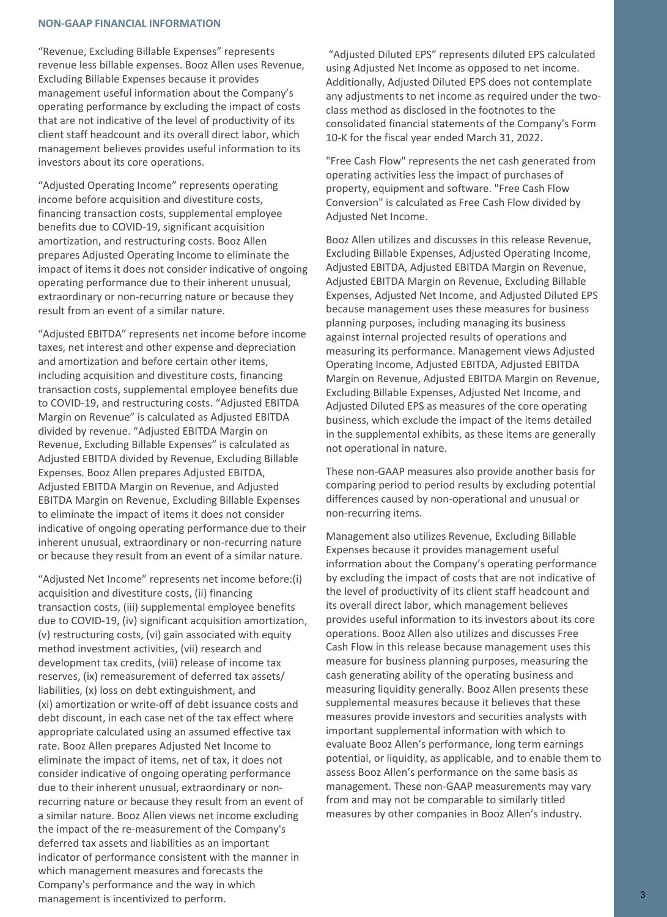## NON-GAAP FINANCIAL INFORMATION

“Revenue, Excluding Billable Expenses” represents revenue less billable expenses. Booz Allen uses Revenue, Excluding Billable Expenses because it provides management useful information about the Company’s operating performance by excluding the impact of costs that are not indicative of the level of productivity of its client staff headcount and its overall direct labor, which management believes provides useful information to its investors about its core operations.

“Adjusted Operating Income” represents operating income before acquisition and divestiture costs, financing transaction costs, supplemental employee benefits due to COVID-19, significant acquisition amortization, and restructuring costs. Booz Allen prepares Adjusted Operating Income to eliminate the impact of items it does not consider indicative of ongoing operating performance due to their inherent unusual, extraordinary or non-recurring nature or because they result from an event of a similar nature.

“Adjusted EBITDA” represents net income before income taxes, net interest and other expense and depreciation and amortization and before certain other items, including acquisition and divestiture costs, financing transaction costs, supplemental employee benefits due to COVID-19, and restructuring costs. “Adjusted EBITDA Margin on Revenue” is calculated as Adjusted EBITDA divided by revenue. “Adjusted EBITDA Margin on Revenue, Excluding Billable Expenses” is calculated as Adjusted EBITDA divided by Revenue, Excluding Billable Expenses. Booz Allen prepares Adjusted EBITDA, Adjusted EBITDA Margin on Revenue, and Adjusted EBITDA Margin on Revenue, Excluding Billable Expenses to eliminate the impact of items it does not consider indicative of ongoing operating performance due to their inherent unusual, extraordinary or non-recurring nature or because they result from an event of a similar nature.

“Adjusted Net Income” represents net income before:(i) acquisition and divestiture costs, (ii) financing transaction costs, (iii) supplemental employee benefits due to COVID-19, (iv) significant acquisition amortization, (v) restructuring costs, (vi) gain associated with equity method investment activities, (vii) research and development tax credits, (viii) release of income tax reserves, (ix) remeasurement of deferred tax assets/ liabilities, (x) loss on debt extinguishment, and (xi) amortization or write-off of debt issuance costs and debt discount, in each case net of the tax effect where appropriate calculated using an assumed effective tax rate. Booz Allen prepares Adjusted Net Income to eliminate the impact of items, net of tax, it does not consider indicative of ongoing operating performance due to their inherent unusual, extraordinary or non-recurring nature or because they result from an event of a similar nature. Booz Allen views net income excluding the impact of the re-measurement of the Company's deferred tax assets and liabilities as an important indicator of performance consistent with the manner in which management measures and forecasts the Company's performance and the way in which management is incentivized to perform.

“Adjusted Diluted EPS” represents diluted EPS calculated using Adjusted Net Income as opposed to net income. Additionally, Adjusted Diluted EPS does not contemplate any adjustments to net income as required under the two-class method as disclosed in the footnotes to the consolidated financial statements of the Company's Form 10-K for the fiscal year ended March 31, 2022.

"Free Cash Flow" represents the net cash generated from operating activities less the impact of purchases of property, equipment and software. "Free Cash Flow Conversion" is calculated as Free Cash Flow divided by Adjusted Net Income.

Booz Allen utilizes and discusses in this release Revenue, Excluding Billable Expenses, Adjusted Operating Income, Adjusted EBITDA, Adjusted EBITDA Margin on Revenue, Adjusted EBITDA Margin on Revenue, Excluding Billable Expenses, Adjusted Net Income, and Adjusted Diluted EPS because management uses these measures for business planning purposes, including managing its business against internal projected results of operations and measuring its performance. Management views Adjusted Operating Income, Adjusted EBITDA, Adjusted EBITDA Margin on Revenue, Adjusted EBITDA Margin on Revenue, Excluding Billable Expenses, Adjusted Net Income, and Adjusted Diluted EPS as measures of the core operating business, which exclude the impact of the items detailed in the supplemental exhibits, as these items are generally not operational in nature.

These non-GAAP measures also provide another basis for comparing period to period results by excluding potential differences caused by non-operational and unusual or non-recurring items.

Management also utilizes Revenue, Excluding Billable Expenses because it provides management useful information about the Company’s operating performance by excluding the impact of costs that are not indicative of the level of productivity of its client staff headcount and its overall direct labor, which management believes provides useful information to its investors about its core operations. Booz Allen also utilizes and discusses Free Cash Flow in this release because management uses this measure for business planning purposes, measuring the cash generating ability of the operating business and measuring liquidity generally. Booz Allen presents these supplemental measures because it believes that these measures provide investors and securities analysts with important supplemental information with which to evaluate Booz Allen’s performance, long term earnings potential, or liquidity, as applicable, and to enable them to assess Booz Allen’s performance on the same basis as management. These non-GAAP measurements may vary from and may not be comparable to similarly titled measures by other companies in Booz Allen’s industry.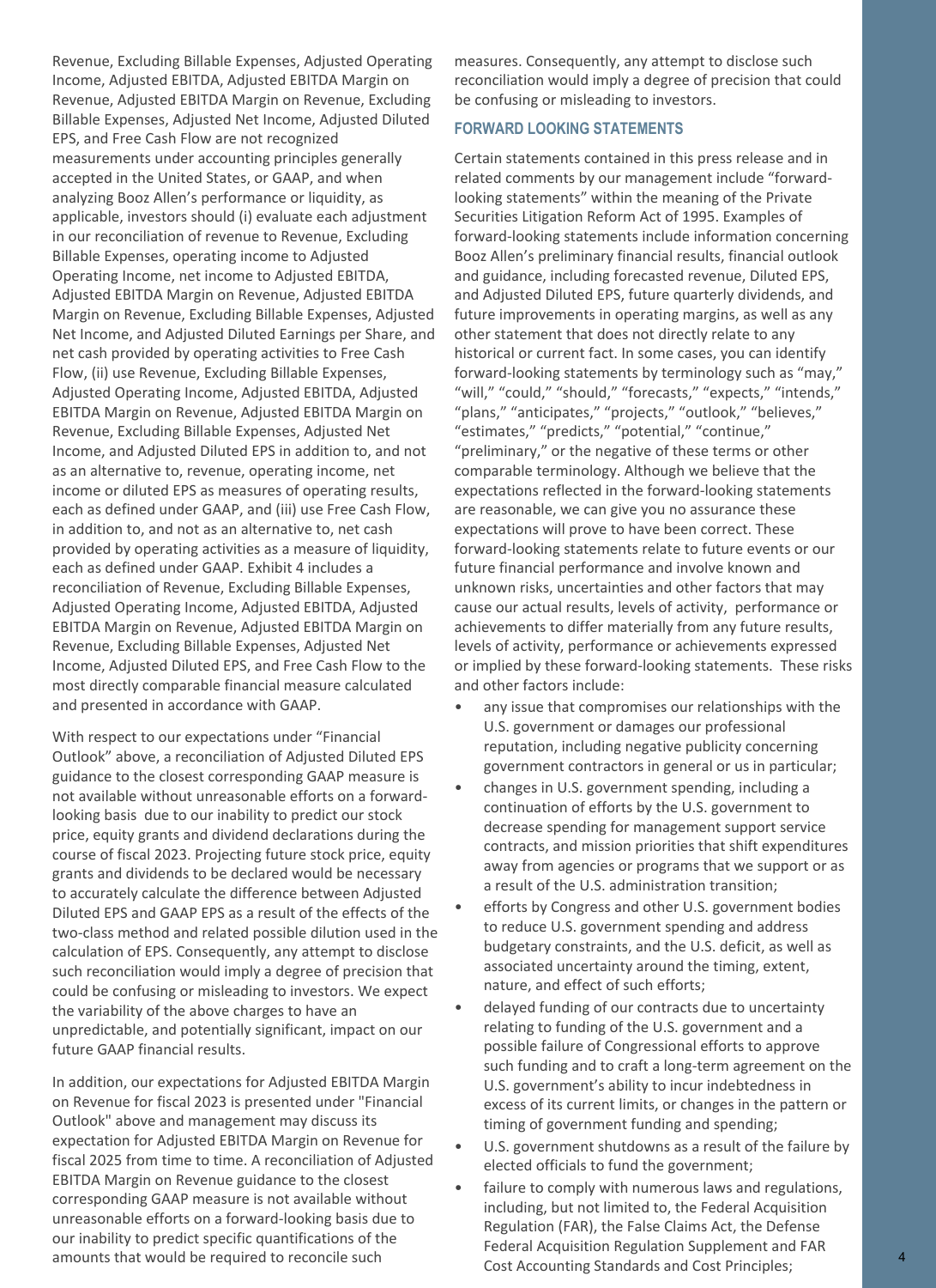Revenue, Excluding Billable Expenses, Adjusted Operating Income, Adjusted EBITDA, Adjusted EBITDA Margin on Revenue, Adjusted EBITDA Margin on Revenue, Excluding Billable Expenses, Adjusted Net Income, Adjusted Diluted EPS, and Free Cash Flow are not recognized measurements under accounting principles generally accepted in the United States, or GAAP, and when analyzing Booz Allen's performance or liquidity, as applicable, investors should (i) evaluate each adjustment in our reconciliation of revenue to Revenue, Excluding Billable Expenses, operating income to Adjusted Operating Income, net income to Adjusted EBITDA, Adjusted EBITDA Margin on Revenue, Adjusted EBITDA Margin on Revenue, Excluding Billable Expenses, Adjusted Net Income, and Adjusted Diluted Earnings per Share, and net cash provided by operating activities to Free Cash Flow, (ii) use Revenue, Excluding Billable Expenses, Adjusted Operating Income, Adjusted EBITDA, Adjusted EBITDA Margin on Revenue, Adjusted EBITDA Margin on Revenue, Excluding Billable Expenses, Adjusted Net Income, and Adjusted Diluted EPS in addition to, and not as an alternative to, revenue, operating income, net income or diluted EPS as measures of operating results, each as defined under GAAP, and (iii) use Free Cash Flow, in addition to, and not as an alternative to, net cash provided by operating activities as a measure of liquidity, each as defined under GAAP. Exhibit 4 includes a reconciliation of Revenue, Excluding Billable Expenses, Adjusted Operating Income, Adjusted EBITDA, Adjusted EBITDA Margin on Revenue, Adjusted EBITDA Margin on Revenue, Excluding Billable Expenses, Adjusted Net Income, Adjusted Diluted EPS, and Free Cash Flow to the most directly comparable financial measure calculated and presented in accordance with GAAP.

With respect to our expectations under "Financial Outlook" above, a reconciliation of Adjusted Diluted EPS guidance to the closest corresponding GAAP measure is not available without unreasonable efforts on a forward-looking basis due to our inability to predict our stock price, equity grants and dividend declarations during the course of fiscal 2023. Projecting future stock price, equity grants and dividends to be declared would be necessary to accurately calculate the difference between Adjusted Diluted EPS and GAAP EPS as a result of the effects of the two-class method and related possible dilution used in the calculation of EPS. Consequently, any attempt to disclose such reconciliation would imply a degree of precision that could be confusing or misleading to investors. We expect the variability of the above charges to have an unpredictable, and potentially significant, impact on our future GAAP financial results.

In addition, our expectations for Adjusted EBITDA Margin on Revenue for fiscal 2023 is presented under "Financial Outlook" above and management may discuss its expectation for Adjusted EBITDA Margin on Revenue for fiscal 2025 from time to time. A reconciliation of Adjusted EBITDA Margin on Revenue guidance to the closest corresponding GAAP measure is not available without unreasonable efforts on a forward-looking basis due to our inability to predict specific quantifications of the amounts that would be required to reconcile such measures. Consequently, any attempt to disclose such reconciliation would imply a degree of precision that could be confusing or misleading to investors.

## FORWARD LOOKING STATEMENTS

Certain statements contained in this press release and in related comments by our management include "forward-looking statements" within the meaning of the Private Securities Litigation Reform Act of 1995. Examples of forward-looking statements include information concerning Booz Allen's preliminary financial results, financial outlook and guidance, including forecasted revenue, Diluted EPS, and Adjusted Diluted EPS, future quarterly dividends, and future improvements in operating margins, as well as any other statement that does not directly relate to any historical or current fact. In some cases, you can identify forward-looking statements by terminology such as "may," "will," "could," "should," "forecasts," "expects," "intends," "plans," "anticipates," "projects," "outlook," "believes," "estimates," "predicts," "potential," "continue," "preliminary," or the negative of these terms or other comparable terminology. Although we believe that the expectations reflected in the forward-looking statements are reasonable, we can give you no assurance these expectations will prove to have been correct. These forward-looking statements relate to future events or our future financial performance and involve known and unknown risks, uncertainties and other factors that may cause our actual results, levels of activity, performance or achievements to differ materially from any future results, levels of activity, performance or achievements expressed or implied by these forward-looking statements. These risks and other factors include:

- any issue that compromises our relationships with the U.S. government or damages our professional reputation, including negative publicity concerning government contractors in general or us in particular;
- changes in U.S. government spending, including a continuation of efforts by the U.S. government to decrease spending for management support service contracts, and mission priorities that shift expenditures away from agencies or programs that we support or as a result of the U.S. administration transition;
- efforts by Congress and other U.S. government bodies to reduce U.S. government spending and address budgetary constraints, and the U.S. deficit, as well as associated uncertainty around the timing, extent, nature, and effect of such efforts;
- delayed funding of our contracts due to uncertainty relating to funding of the U.S. government and a possible failure of Congressional efforts to approve such funding and to craft a long-term agreement on the U.S. government's ability to incur indebtedness in excess of its current limits, or changes in the pattern or timing of government funding and spending;
- U.S. government shutdowns as a result of the failure by elected officials to fund the government;
- failure to comply with numerous laws and regulations, including, but not limited to, the Federal Acquisition Regulation (FAR), the False Claims Act, the Defense Federal Acquisition Regulation Supplement and FAR Cost Accounting Standards and Cost Principles;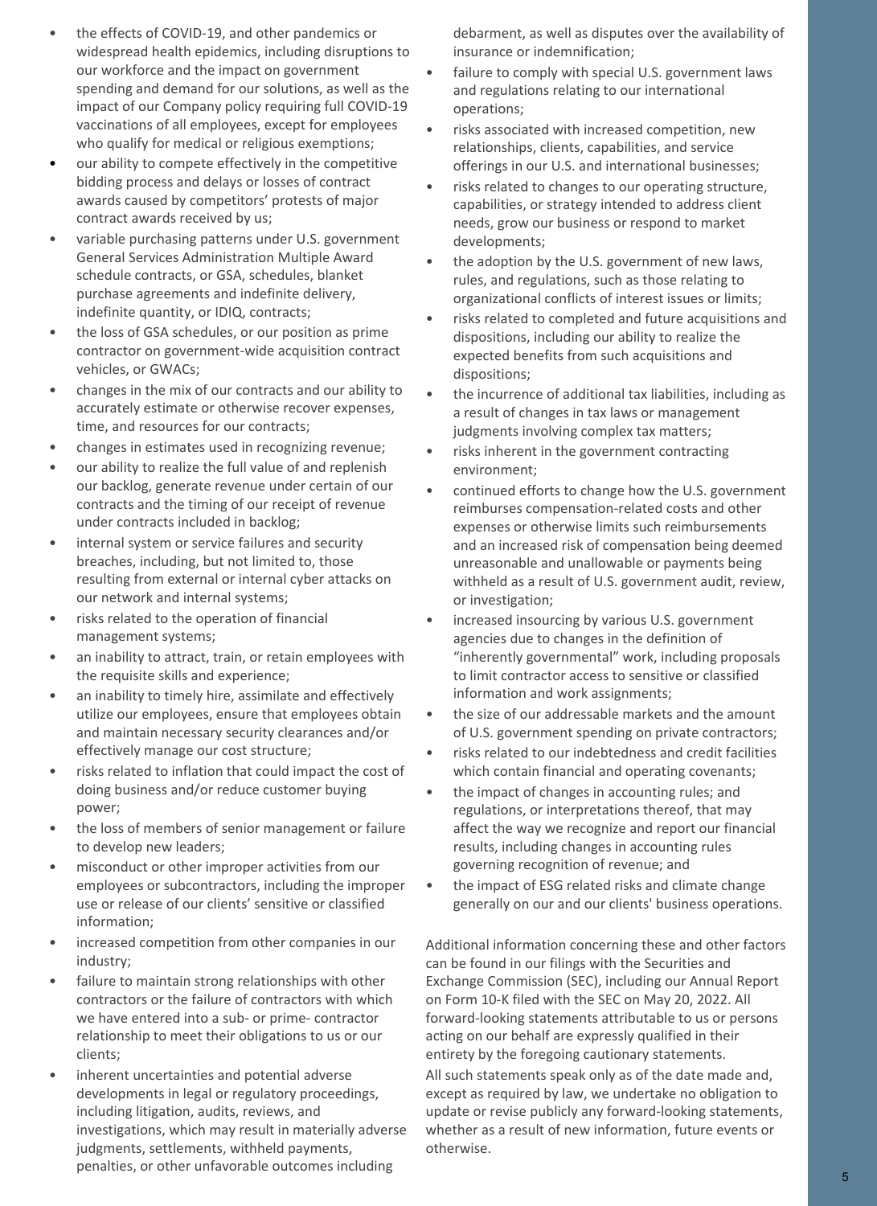- the effects of COVID-19, and other pandemics or widespread health epidemics, including disruptions to our workforce and the impact on government spending and demand for our solutions, as well as the impact of our Company policy requiring full COVID-19 vaccinations of all employees, except for employees who qualify for medical or religious exemptions;
- our ability to compete effectively in the competitive bidding process and delays or losses of contract awards caused by competitors' protests of major contract awards received by us;
- variable purchasing patterns under U.S. government General Services Administration Multiple Award schedule contracts, or GSA, schedules, blanket purchase agreements and indefinite delivery, indefinite quantity, or IDIQ, contracts;
- the loss of GSA schedules, or our position as prime contractor on government-wide acquisition contract vehicles, or GWACs;
- changes in the mix of our contracts and our ability to accurately estimate or otherwise recover expenses, time, and resources for our contracts;
- changes in estimates used in recognizing revenue;
- our ability to realize the full value of and replenish our backlog, generate revenue under certain of our contracts and the timing of our receipt of revenue under contracts included in backlog;
- internal system or service failures and security breaches, including, but not limited to, those resulting from external or internal cyber attacks on our network and internal systems;
- risks related to the operation of financial management systems;
- an inability to attract, train, or retain employees with the requisite skills and experience;
- an inability to timely hire, assimilate and effectively utilize our employees, ensure that employees obtain and maintain necessary security clearances and/or effectively manage our cost structure;
- risks related to inflation that could impact the cost of doing business and/or reduce customer buying power;
- the loss of members of senior management or failure to develop new leaders;
- misconduct or other improper activities from our employees or subcontractors, including the improper use or release of our clients' sensitive or classified information;
- increased competition from other companies in our industry;
- failure to maintain strong relationships with other contractors or the failure of contractors with which we have entered into a sub- or prime- contractor relationship to meet their obligations to us or our clients;
- inherent uncertainties and potential adverse developments in legal or regulatory proceedings, including litigation, audits, reviews, and investigations, which may result in materially adverse judgments, settlements, withheld payments, penalties, or other unfavorable outcomes including debarment, as well as disputes over the availability of insurance or indemnification;
- failure to comply with special U.S. government laws and regulations relating to our international operations;
- risks associated with increased competition, new relationships, clients, capabilities, and service offerings in our U.S. and international businesses;
- risks related to changes to our operating structure, capabilities, or strategy intended to address client needs, grow our business or respond to market developments;
- the adoption by the U.S. government of new laws, rules, and regulations, such as those relating to organizational conflicts of interest issues or limits;
- risks related to completed and future acquisitions and dispositions, including our ability to realize the expected benefits from such acquisitions and dispositions;
- the incurrence of additional tax liabilities, including as a result of changes in tax laws or management judgments involving complex tax matters;
- risks inherent in the government contracting environment;
- continued efforts to change how the U.S. government reimburses compensation-related costs and other expenses or otherwise limits such reimbursements and an increased risk of compensation being deemed unreasonable and unallowable or payments being withheld as a result of U.S. government audit, review, or investigation;
- increased insourcing by various U.S. government agencies due to changes in the definition of "inherently governmental" work, including proposals to limit contractor access to sensitive or classified information and work assignments;
- the size of our addressable markets and the amount of U.S. government spending on private contractors;
- risks related to our indebtedness and credit facilities which contain financial and operating covenants;
- the impact of changes in accounting rules; and regulations, or interpretations thereof, that may affect the way we recognize and report our financial results, including changes in accounting rules governing recognition of revenue; and
- the impact of ESG related risks and climate change generally on our and our clients' business operations.

Additional information concerning these and other factors can be found in our filings with the Securities and Exchange Commission (SEC), including our Annual Report on Form 10-K filed with the SEC on May 20, 2022. All forward-looking statements attributable to us or persons acting on our behalf are expressly qualified in their entirety by the foregoing cautionary statements.

All such statements speak only as of the date made and, except as required by law, we undertake no obligation to update or revise publicly any forward-looking statements, whether as a result of new information, future events or otherwise.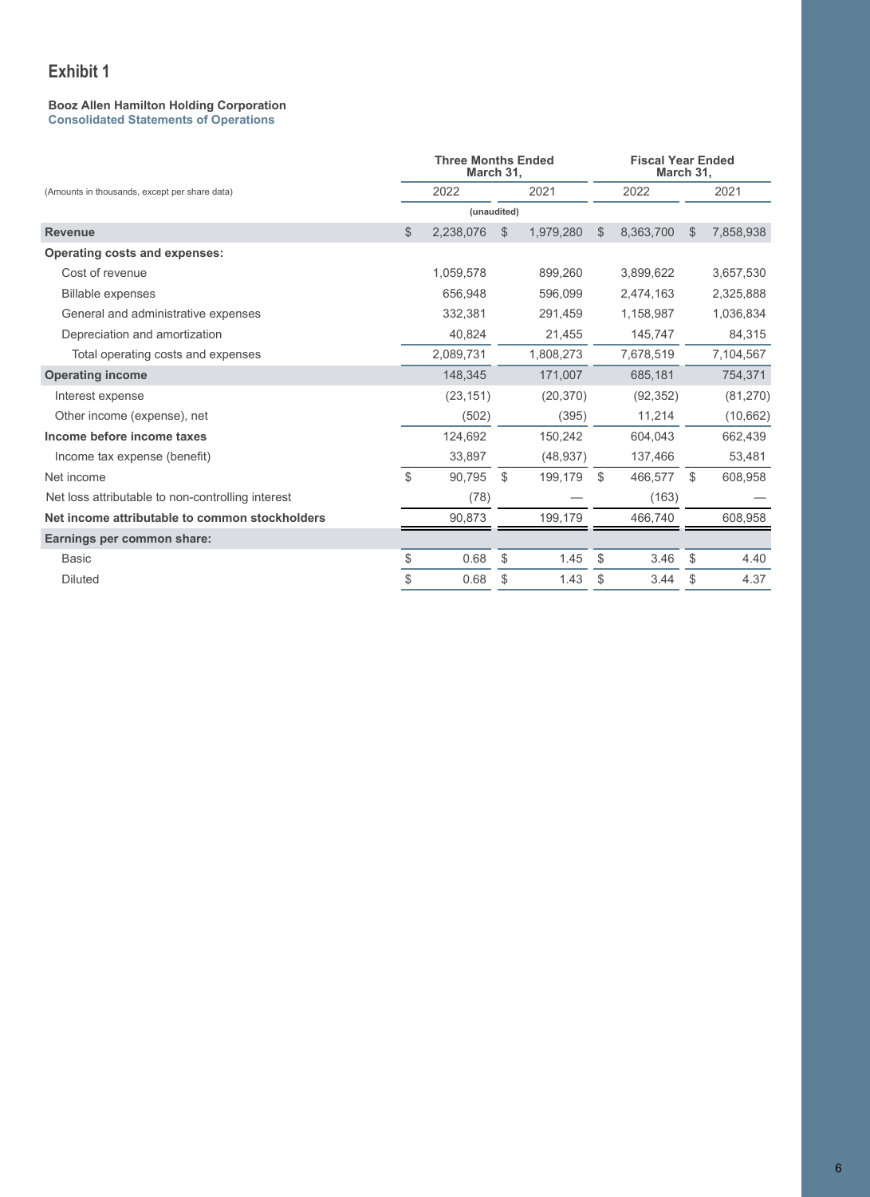# Exhibit 1

**Booz Allen Hamilton Holding Corporation**
**Consolidated Statements of Operations**

| (Amounts in thousands, except per share data) | Three Months Ended March 31, 2022 | Three Months Ended March 31, 2021 | Fiscal Year Ended March 31, 2022 | Fiscal Year Ended March 31, 2021 |
|---|---|---|---|---|
| | (unaudited) | | | |
| **Revenue** | $ 2,238,076 | $ 1,979,280 | $ 8,363,700 | $ 7,858,938 |
| **Operating costs and expenses:** | | | | |
| Cost of revenue | 1,059,578 | 899,260 | 3,899,622 | 3,657,530 |
| Billable expenses | 656,948 | 596,099 | 2,474,163 | 2,325,888 |
| General and administrative expenses | 332,381 | 291,459 | 1,158,987 | 1,036,834 |
| Depreciation and amortization | 40,824 | 21,455 | 145,747 | 84,315 |
| Total operating costs and expenses | 2,089,731 | 1,808,273 | 7,678,519 | 7,104,567 |
| **Operating income** | 148,345 | 171,007 | 685,181 | 754,371 |
| Interest expense | (23,151) | (20,370) | (92,352) | (81,270) |
| Other income (expense), net | (502) | (395) | 11,214 | (10,662) |
| **Income before income taxes** | 124,692 | 150,242 | 604,043 | 662,439 |
| Income tax expense (benefit) | 33,897 | (48,937) | 137,466 | 53,481 |
| Net income | $ 90,795 | $ 199,179 | $ 466,577 | $ 608,958 |
| Net loss attributable to non-controlling interest | (78) | — | (163) | — |
| **Net income attributable to common stockholders** | 90,873 | 199,179 | 466,740 | 608,958 |
| **Earnings per common share:** | | | | |
| Basic | $ 0.68 | $ 1.45 | $ 3.46 | $ 4.40 |
| Diluted | $ 0.68 | $ 1.43 | $ 3.44 | $ 4.37 |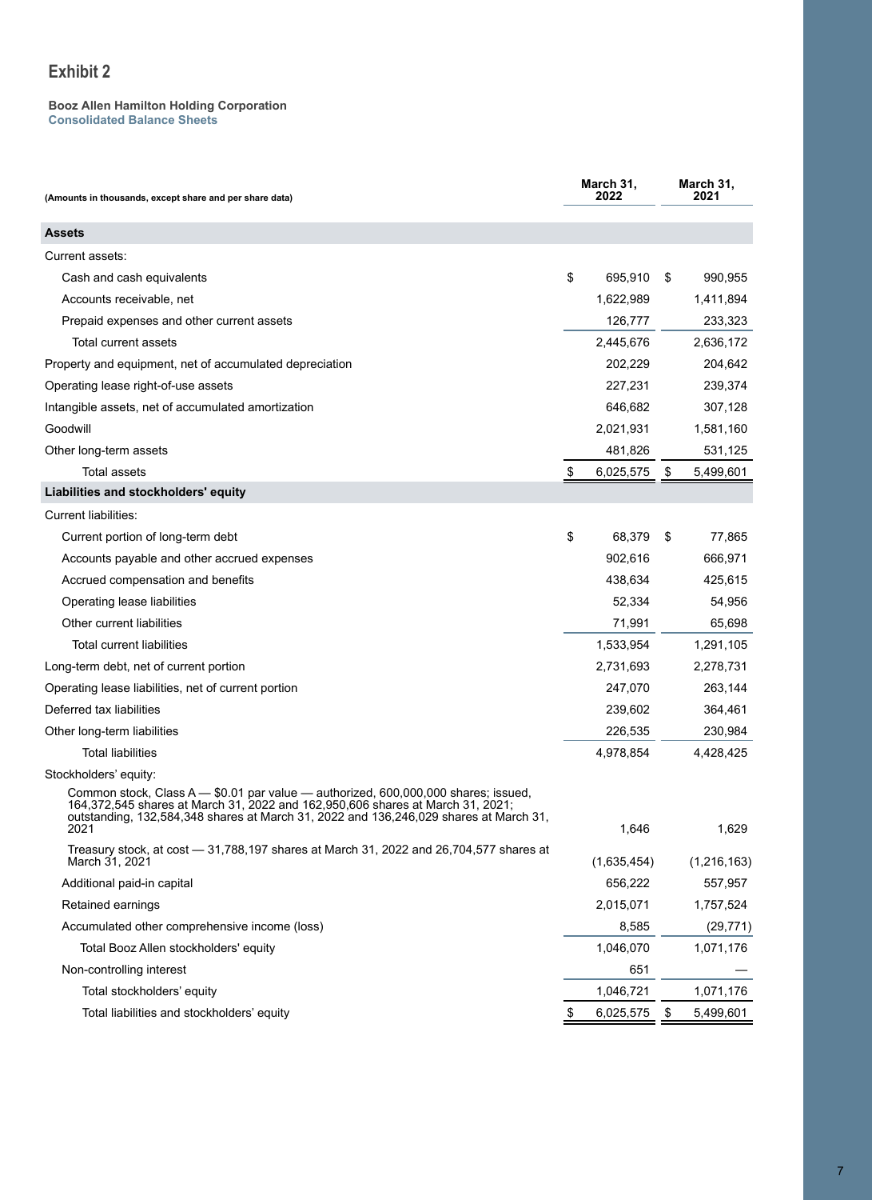## Exhibit 2

**Booz Allen Hamilton Holding Corporation**
**Consolidated Balance Sheets**

| (Amounts in thousands, except share and per share data) | March 31, 2022 | March 31, 2021 |
|---|---|---|
| **Assets** | | |
| Current assets: | | |
| Cash and cash equivalents | $ 695,910 | $ 990,955 |
| Accounts receivable, net | 1,622,989 | 1,411,894 |
| Prepaid expenses and other current assets | 126,777 | 233,323 |
| Total current assets | 2,445,676 | 2,636,172 |
| Property and equipment, net of accumulated depreciation | 202,229 | 204,642 |
| Operating lease right-of-use assets | 227,231 | 239,374 |
| Intangible assets, net of accumulated amortization | 646,682 | 307,128 |
| Goodwill | 2,021,931 | 1,581,160 |
| Other long-term assets | 481,826 | 531,125 |
| Total assets | $ 6,025,575 | $ 5,499,601 |
| **Liabilities and stockholders' equity** | | |
| Current liabilities: | | |
| Current portion of long-term debt | $ 68,379 | $ 77,865 |
| Accounts payable and other accrued expenses | 902,616 | 666,971 |
| Accrued compensation and benefits | 438,634 | 425,615 |
| Operating lease liabilities | 52,334 | 54,956 |
| Other current liabilities | 71,991 | 65,698 |
| Total current liabilities | 1,533,954 | 1,291,105 |
| Long-term debt, net of current portion | 2,731,693 | 2,278,731 |
| Operating lease liabilities, net of current portion | 247,070 | 263,144 |
| Deferred tax liabilities | 239,602 | 364,461 |
| Other long-term liabilities | 226,535 | 230,984 |
| Total liabilities | 4,978,854 | 4,428,425 |
| Stockholders' equity: | | |
| Common stock, Class A — $0.01 par value — authorized, 600,000,000 shares; issued, 164,372,545 shares at March 31, 2022 and 162,950,606 shares at March 31, 2021; outstanding, 132,584,348 shares at March 31, 2022 and 136,246,029 shares at March 31, 2021 | 1,646 | 1,629 |
| Treasury stock, at cost — 31,788,197 shares at March 31, 2022 and 26,704,577 shares at March 31, 2021 | (1,635,454) | (1,216,163) |
| Additional paid-in capital | 656,222 | 557,957 |
| Retained earnings | 2,015,071 | 1,757,524 |
| Accumulated other comprehensive income (loss) | 8,585 | (29,771) |
| Total Booz Allen stockholders' equity | 1,046,070 | 1,071,176 |
| Non-controlling interest | 651 | — |
| Total stockholders' equity | 1,046,721 | 1,071,176 |
| Total liabilities and stockholders' equity | $ 6,025,575 | $ 5,499,601 |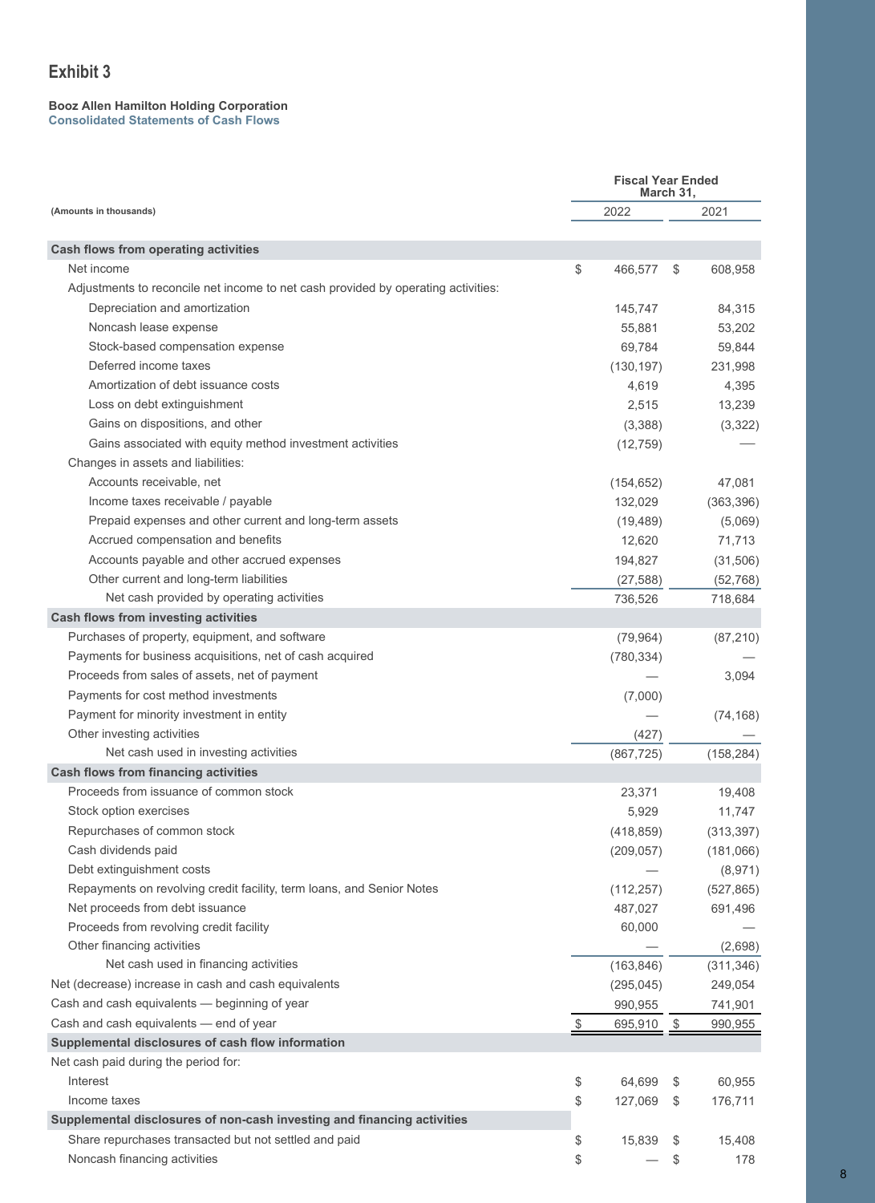## Exhibit 3

**Booz Allen Hamilton Holding Corporation**
**Consolidated Statements of Cash Flows**

| (Amounts in thousands) | Fiscal Year Ended March 31, 2022 | Fiscal Year Ended March 31, 2021 |
|---|---|---|
| **Cash flows from operating activities** | | |
| Net income | $ 466,577 | $ 608,958 |
| Adjustments to reconcile net income to net cash provided by operating activities: | | |
| Depreciation and amortization | 145,747 | 84,315 |
| Noncash lease expense | 55,881 | 53,202 |
| Stock-based compensation expense | 69,784 | 59,844 |
| Deferred income taxes | (130,197) | 231,998 |
| Amortization of debt issuance costs | 4,619 | 4,395 |
| Loss on debt extinguishment | 2,515 | 13,239 |
| Gains on dispositions, and other | (3,388) | (3,322) |
| Gains associated with equity method investment activities | (12,759) | — |
| Changes in assets and liabilities: | | |
| Accounts receivable, net | (154,652) | 47,081 |
| Income taxes receivable / payable | 132,029 | (363,396) |
| Prepaid expenses and other current and long-term assets | (19,489) | (5,069) |
| Accrued compensation and benefits | 12,620 | 71,713 |
| Accounts payable and other accrued expenses | 194,827 | (31,506) |
| Other current and long-term liabilities | (27,588) | (52,768) |
| Net cash provided by operating activities | 736,526 | 718,684 |
| **Cash flows from investing activities** | | |
| Purchases of property, equipment, and software | (79,964) | (87,210) |
| Payments for business acquisitions, net of cash acquired | (780,334) | — |
| Proceeds from sales of assets, net of payment | — | 3,094 |
| Payments for cost method investments | (7,000) | |
| Payment for minority investment in entity | — | (74,168) |
| Other investing activities | (427) | — |
| Net cash used in investing activities | (867,725) | (158,284) |
| **Cash flows from financing activities** | | |
| Proceeds from issuance of common stock | 23,371 | 19,408 |
| Stock option exercises | 5,929 | 11,747 |
| Repurchases of common stock | (418,859) | (313,397) |
| Cash dividends paid | (209,057) | (181,066) |
| Debt extinguishment costs | — | (8,971) |
| Repayments on revolving credit facility, term loans, and Senior Notes | (112,257) | (527,865) |
| Net proceeds from debt issuance | 487,027 | 691,496 |
| Proceeds from revolving credit facility | 60,000 | — |
| Other financing activities | — | (2,698) |
| Net cash used in financing activities | (163,846) | (311,346) |
| Net (decrease) increase in cash and cash equivalents | (295,045) | 249,054 |
| Cash and cash equivalents — beginning of year | 990,955 | 741,901 |
| Cash and cash equivalents — end of year | $ 695,910 | $ 990,955 |
| **Supplemental disclosures of cash flow information** | | |
| Net cash paid during the period for: | | |
| Interest | $ 64,699 | $ 60,955 |
| Income taxes | $ 127,069 | $ 176,711 |
| **Supplemental disclosures of non-cash investing and financing activities** | | |
| Share repurchases transacted but not settled and paid | $ 15,839 | $ 15,408 |
| Noncash financing activities | $ — | $ 178 |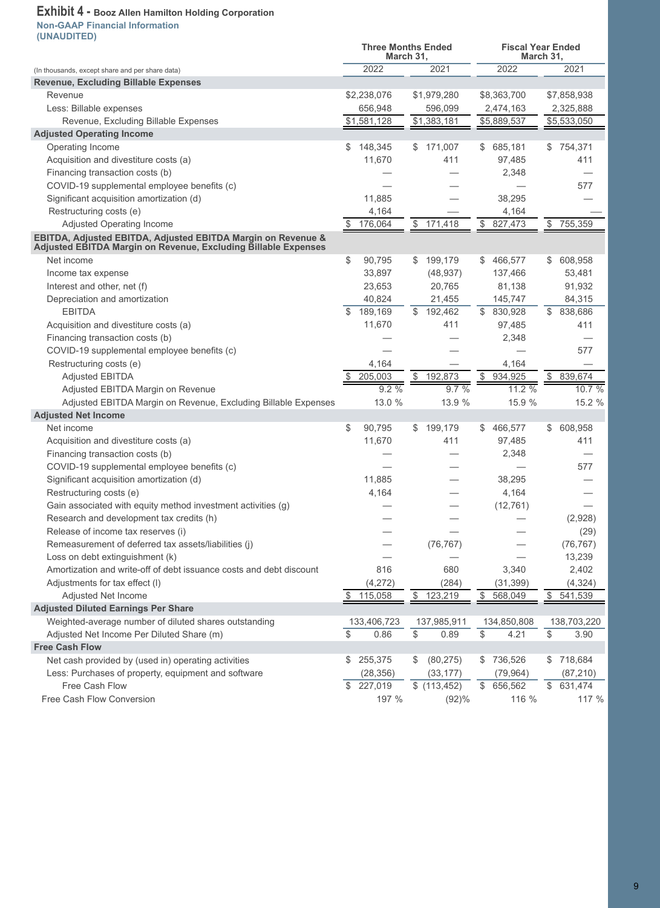## Exhibit 4 - Booz Allen Hamilton Holding Corporation

**Non-GAAP Financial Information**
**(UNAUDITED)**

| (In thousands, except share and per share data) | Three Months Ended March 31, 2022 | Three Months Ended March 31, 2021 | Fiscal Year Ended March 31, 2022 | Fiscal Year Ended March 31, 2021 |
|---|---|---|---|---|
| **Revenue, Excluding Billable Expenses** | | | | |
| Revenue | $2,238,076 | $1,979,280 | $8,363,700 | $7,858,938 |
| Less: Billable expenses | 656,948 | 596,099 | 2,474,163 | 2,325,888 |
| Revenue, Excluding Billable Expenses | $1,581,128 | $1,383,181 | $5,889,537 | $5,533,050 |
| **Adjusted Operating Income** | | | | |
| Operating Income | $ 148,345 | $ 171,007 | $ 685,181 | $ 754,371 |
| Acquisition and divestiture costs (a) | 11,670 | 411 | 97,485 | 411 |
| Financing transaction costs (b) | — | — | 2,348 | — |
| COVID-19 supplemental employee benefits (c) | — | — | — | 577 |
| Significant acquisition amortization (d) | 11,885 | — | 38,295 | — |
| Restructuring costs (e) | 4,164 | — | 4,164 | — |
| Adjusted Operating Income | $ 176,064 | $ 171,418 | $ 827,473 | $ 755,359 |
| **EBITDA, Adjusted EBITDA, Adjusted EBITDA Margin on Revenue & Adjusted EBITDA Margin on Revenue, Excluding Billable Expenses** | | | | |
| Net income | $ 90,795 | $ 199,179 | $ 466,577 | $ 608,958 |
| Income tax expense | 33,897 | (48,937) | 137,466 | 53,481 |
| Interest and other, net (f) | 23,653 | 20,765 | 81,138 | 91,932 |
| Depreciation and amortization | 40,824 | 21,455 | 145,747 | 84,315 |
| EBITDA | $ 189,169 | $ 192,462 | $ 830,928 | $ 838,686 |
| Acquisition and divestiture costs (a) | 11,670 | 411 | 97,485 | 411 |
| Financing transaction costs (b) | — | — | 2,348 | — |
| COVID-19 supplemental employee benefits (c) | — | — | — | 577 |
| Restructuring costs (e) | 4,164 | — | 4,164 | — |
| Adjusted EBITDA | $ 205,003 | $ 192,873 | $ 934,925 | $ 839,674 |
| Adjusted EBITDA Margin on Revenue | 9.2 % | 9.7 % | 11.2 % | 10.7 % |
| Adjusted EBITDA Margin on Revenue, Excluding Billable Expenses | 13.0 % | 13.9 % | 15.9 % | 15.2 % |
| **Adjusted Net Income** | | | | |
| Net income | $ 90,795 | $ 199,179 | $ 466,577 | $ 608,958 |
| Acquisition and divestiture costs (a) | 11,670 | 411 | 97,485 | 411 |
| Financing transaction costs (b) | — | — | 2,348 | — |
| COVID-19 supplemental employee benefits (c) | — | — | — | 577 |
| Significant acquisition amortization (d) | 11,885 | — | 38,295 | — |
| Restructuring costs (e) | 4,164 | — | 4,164 | — |
| Gain associated with equity method investment activities (g) | — | — | (12,761) | — |
| Research and development tax credits (h) | — | — | — | (2,928) |
| Release of income tax reserves (i) | — | — | — | (29) |
| Remeasurement of deferred tax assets/liabilities (j) | — | (76,767) | — | (76,767) |
| Loss on debt extinguishment (k) | — | — | — | 13,239 |
| Amortization and write-off of debt issuance costs and debt discount | 816 | 680 | 3,340 | 2,402 |
| Adjustments for tax effect (l) | (4,272) | (284) | (31,399) | (4,324) |
| Adjusted Net Income | $ 115,058 | $ 123,219 | $ 568,049 | $ 541,539 |
| **Adjusted Diluted Earnings Per Share** | | | | |
| Weighted-average number of diluted shares outstanding | 133,406,723 | 137,985,911 | 134,850,808 | 138,703,220 |
| Adjusted Net Income Per Diluted Share (m) | $ 0.86 | $ 0.89 | $ 4.21 | $ 3.90 |
| **Free Cash Flow** | | | | |
| Net cash provided by (used in) operating activities | $ 255,375 | $ (80,275) | $ 736,526 | $ 718,684 |
| Less: Purchases of property, equipment and software | (28,356) | (33,177) | (79,964) | (87,210) |
| Free Cash Flow | $ 227,019 | $ (113,452) | $ 656,562 | $ 631,474 |
| Free Cash Flow Conversion | 197 % | (92)% | 116 % | 117 % |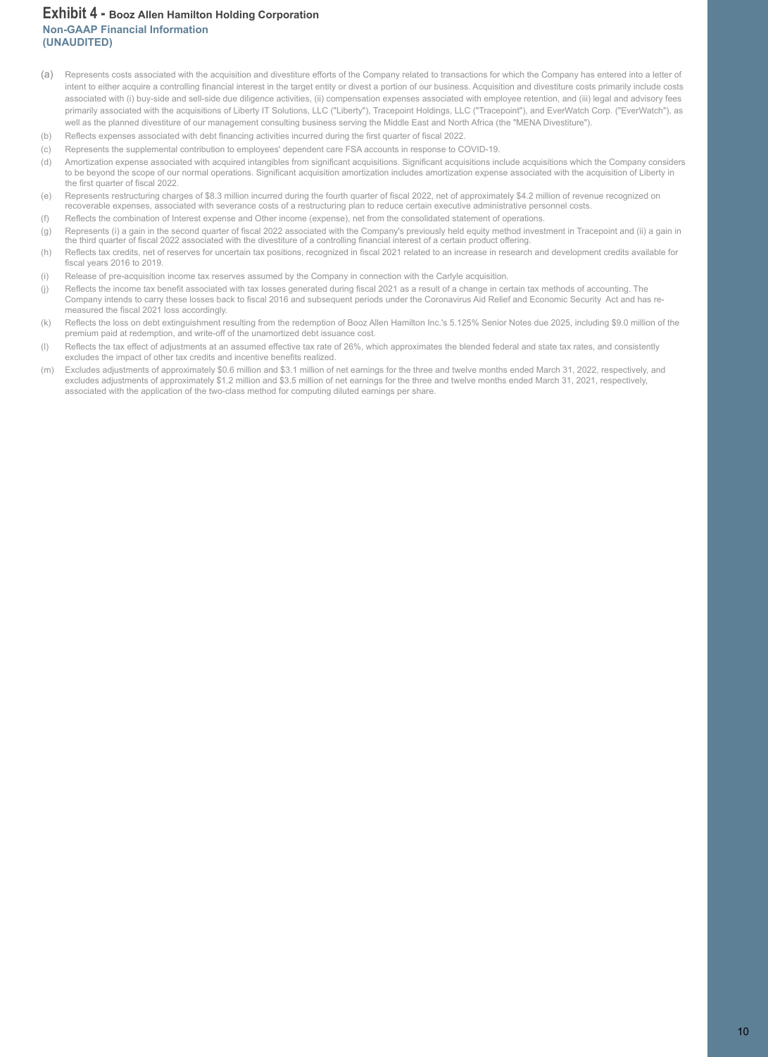# Exhibit 4 - Booz Allen Hamilton Holding Corporation

**Non-GAAP Financial Information**
**(UNAUDITED)**

(a) Represents costs associated with the acquisition and divestiture efforts of the Company related to transactions for which the Company has entered into a letter of intent to either acquire a controlling financial interest in the target entity or divest a portion of our business. Acquisition and divestiture costs primarily include costs associated with (i) buy-side and sell-side due diligence activities, (ii) compensation expenses associated with employee retention, and (iii) legal and advisory fees primarily associated with the acquisitions of Liberty IT Solutions, LLC ("Liberty"), Tracepoint Holdings, LLC ("Tracepoint"), and EverWatch Corp. ("EverWatch"), as well as the planned divestiture of our management consulting business serving the Middle East and North Africa (the "MENA Divestiture").

(b) Reflects expenses associated with debt financing activities incurred during the first quarter of fiscal 2022.

(c) Represents the supplemental contribution to employees' dependent care FSA accounts in response to COVID-19.

(d) Amortization expense associated with acquired intangibles from significant acquisitions. Significant acquisitions include acquisitions which the Company considers to be beyond the scope of our normal operations. Significant acquisition amortization includes amortization expense associated with the acquisition of Liberty in the first quarter of fiscal 2022.

(e) Represents restructuring charges of $8.3 million incurred during the fourth quarter of fiscal 2022, net of approximately $4.2 million of revenue recognized on recoverable expenses, associated with severance costs of a restructuring plan to reduce certain executive administrative personnel costs.

(f) Reflects the combination of Interest expense and Other income (expense), net from the consolidated statement of operations.

(g) Represents (i) a gain in the second quarter of fiscal 2022 associated with the Company's previously held equity method investment in Tracepoint and (ii) a gain in the third quarter of fiscal 2022 associated with the divestiture of a controlling financial interest of a certain product offering.

(h) Reflects tax credits, net of reserves for uncertain tax positions, recognized in fiscal 2021 related to an increase in research and development credits available for fiscal years 2016 to 2019.

(i) Release of pre-acquisition income tax reserves assumed by the Company in connection with the Carlyle acquisition.

(j) Reflects the income tax benefit associated with tax losses generated during fiscal 2021 as a result of a change in certain tax methods of accounting. The Company intends to carry these losses back to fiscal 2016 and subsequent periods under the Coronavirus Aid Relief and Economic Security Act and has re-measured the fiscal 2021 loss accordingly.

(k) Reflects the loss on debt extinguishment resulting from the redemption of Booz Allen Hamilton Inc.'s 5.125% Senior Notes due 2025, including $9.0 million of the premium paid at redemption, and write-off of the unamortized debt issuance cost.

(l) Reflects the tax effect of adjustments at an assumed effective tax rate of 26%, which approximates the blended federal and state tax rates, and consistently excludes the impact of other tax credits and incentive benefits realized.

(m) Excludes adjustments of approximately $0.6 million and $3.1 million of net earnings for the three and twelve months ended March 31, 2022, respectively, and excludes adjustments of approximately $1.2 million and $3.5 million of net earnings for the three and twelve months ended March 31, 2021, respectively, associated with the application of the two-class method for computing diluted earnings per share.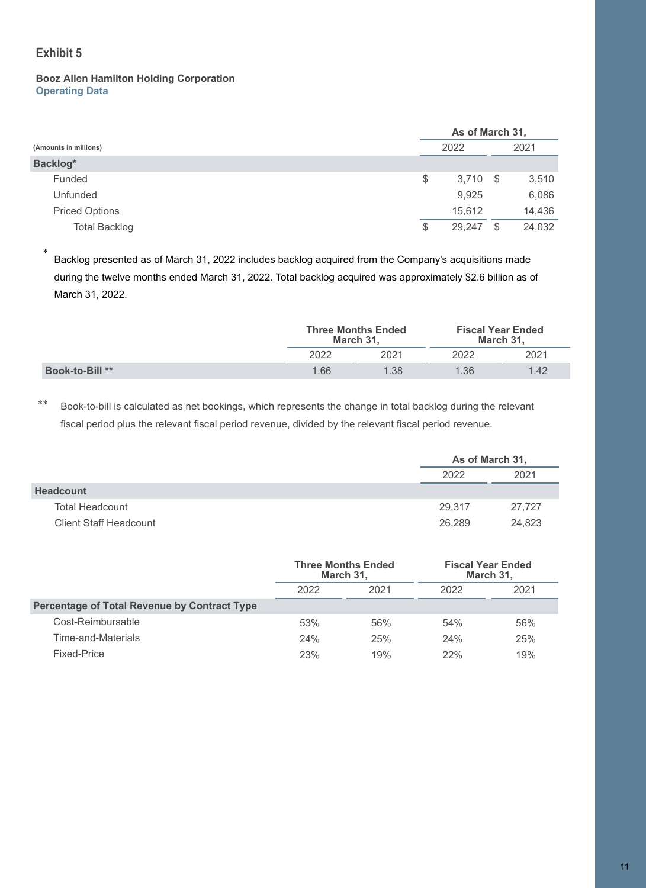## Exhibit 5

**Booz Allen Hamilton Holding Corporation**
**Operating Data**

| (Amounts in millions) | As of March 31, 2022 | As of March 31, 2021 |
|---|---|---|
| **Backlog*** | | |
| Funded | $ 3,710 | $ 3,510 |
| Unfunded | 9,925 | 6,086 |
| Priced Options | 15,612 | 14,436 |
| Total Backlog | $ 29,247 | $ 24,032 |

\* Backlog presented as of March 31, 2022 includes backlog acquired from the Company's acquisitions made during the twelve months ended March 31, 2022. Total backlog acquired was approximately $2.6 billion as of March 31, 2022.

| | Three Months Ended March 31, | | Fiscal Year Ended March 31, | |
|---|---|---|---|---|
| | 2022 | 2021 | 2022 | 2021 |
| **Book-to-Bill** ** | 1.66 | 1.38 | 1.36 | 1.42 |

** Book-to-bill is calculated as net bookings, which represents the change in total backlog during the relevant fiscal period plus the relevant fiscal period revenue, divided by the relevant fiscal period revenue.

| | As of March 31, 2022 | As of March 31, 2021 |
|---|---|---|
| **Headcount** | | |
| Total Headcount | 29,317 | 27,727 |
| Client Staff Headcount | 26,289 | 24,823 |

| | Three Months Ended March 31, | | Fiscal Year Ended March 31, | |
|---|---|---|---|---|
| | 2022 | 2021 | 2022 | 2021 |
| **Percentage of Total Revenue by Contract Type** | | | | |
| Cost-Reimbursable | 53% | 56% | 54% | 56% |
| Time-and-Materials | 24% | 25% | 24% | 25% |
| Fixed-Price | 23% | 19% | 22% | 19% |